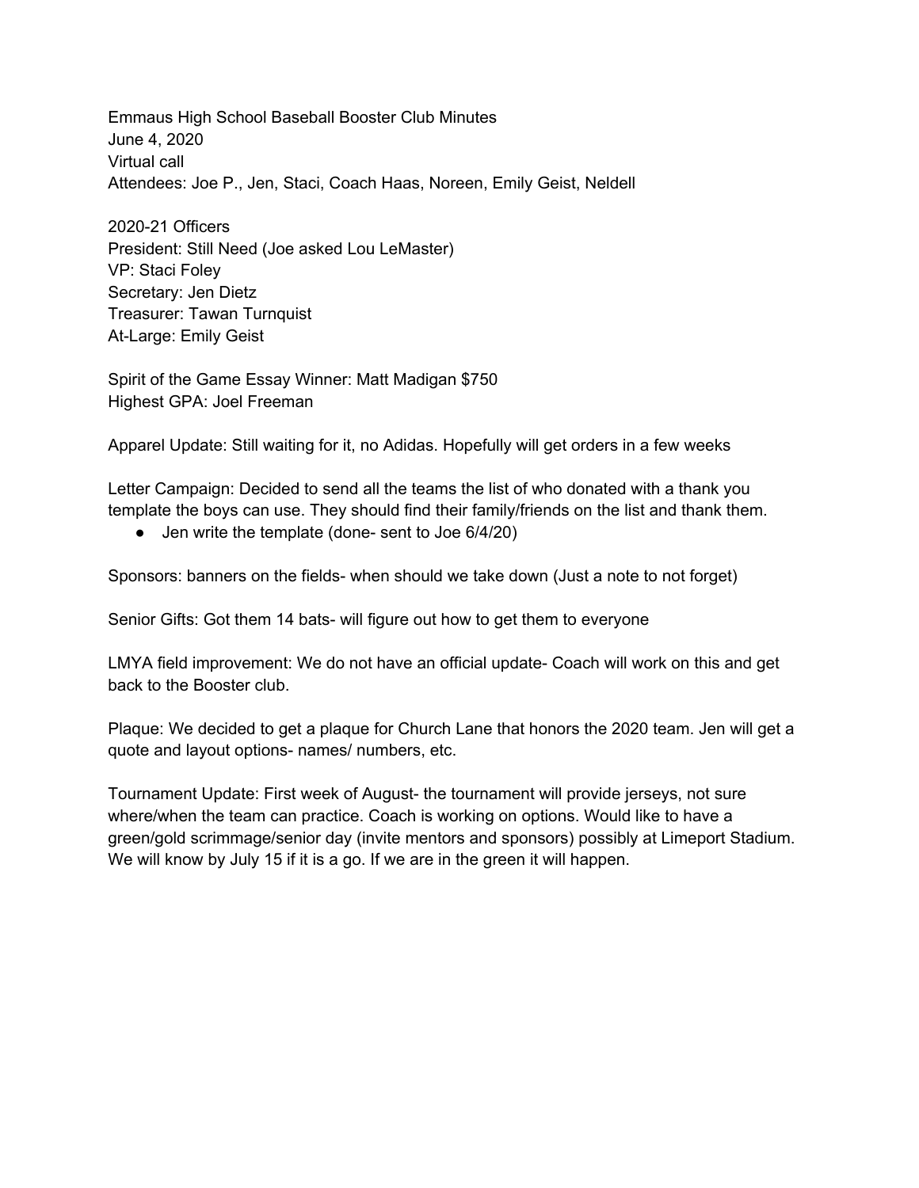Emmaus High School Baseball Booster Club Minutes
June 4, 2020
Virtual call
Attendees: Joe P., Jen, Staci, Coach Haas, Noreen, Emily Geist, Neldell

2020-21 Officers
President: Still Need (Joe asked Lou LeMaster)
VP: Staci Foley
Secretary: Jen Dietz
Treasurer: Tawan Turnquist
At-Large: Emily Geist

Spirit of the Game Essay Winner: Matt Madigan $750
Highest GPA: Joel Freeman

Apparel Update: Still waiting for it, no Adidas. Hopefully will get orders in a few weeks

Letter Campaign: Decided to send all the teams the list of who donated with a thank you template the boys can use. They should find their family/friends on the list and thank them.

- Jen write the template (done- sent to Joe 6/4/20)

Sponsors: banners on the fields- when should we take down (Just a note to not forget)

Senior Gifts: Got them 14 bats- will figure out how to get them to everyone

LMYA field improvement: We do not have an official update- Coach will work on this and get back to the Booster club.

Plaque: We decided to get a plaque for Church Lane that honors the 2020 team. Jen will get a quote and layout options- names/ numbers, etc.

Tournament Update: First week of August- the tournament will provide jerseys, not sure where/when the team can practice. Coach is working on options. Would like to have a green/gold scrimmage/senior day (invite mentors and sponsors) possibly at Limeport Stadium. We will know by July 15 if it is a go. If we are in the green it will happen.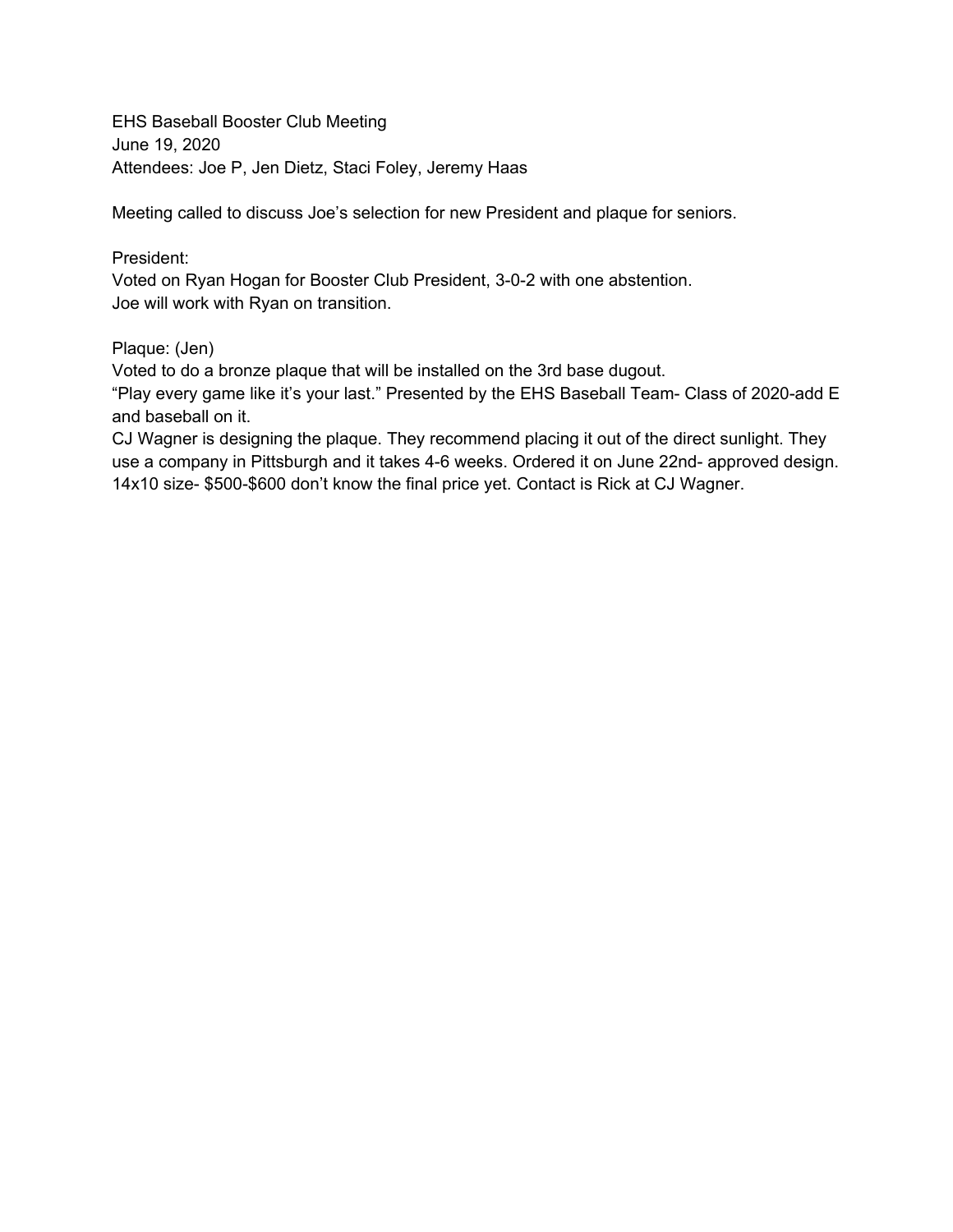EHS Baseball Booster Club Meeting
June 19, 2020
Attendees: Joe P, Jen Dietz, Staci Foley, Jeremy Haas

Meeting called to discuss Joe's selection for new President and plaque for seniors.

President:
Voted on Ryan Hogan for Booster Club President, 3-0-2 with one abstention.
Joe will work with Ryan on transition.

Plaque: (Jen)
Voted to do a bronze plaque that will be installed on the 3rd base dugout.
"Play every game like it's your last." Presented by the EHS Baseball Team- Class of 2020-add E and baseball on it.
CJ Wagner is designing the plaque. They recommend placing it out of the direct sunlight. They use a company in Pittsburgh and it takes 4-6 weeks. Ordered it on June 22nd- approved design. 14x10 size- $500-$600 don't know the final price yet. Contact is Rick at CJ Wagner.